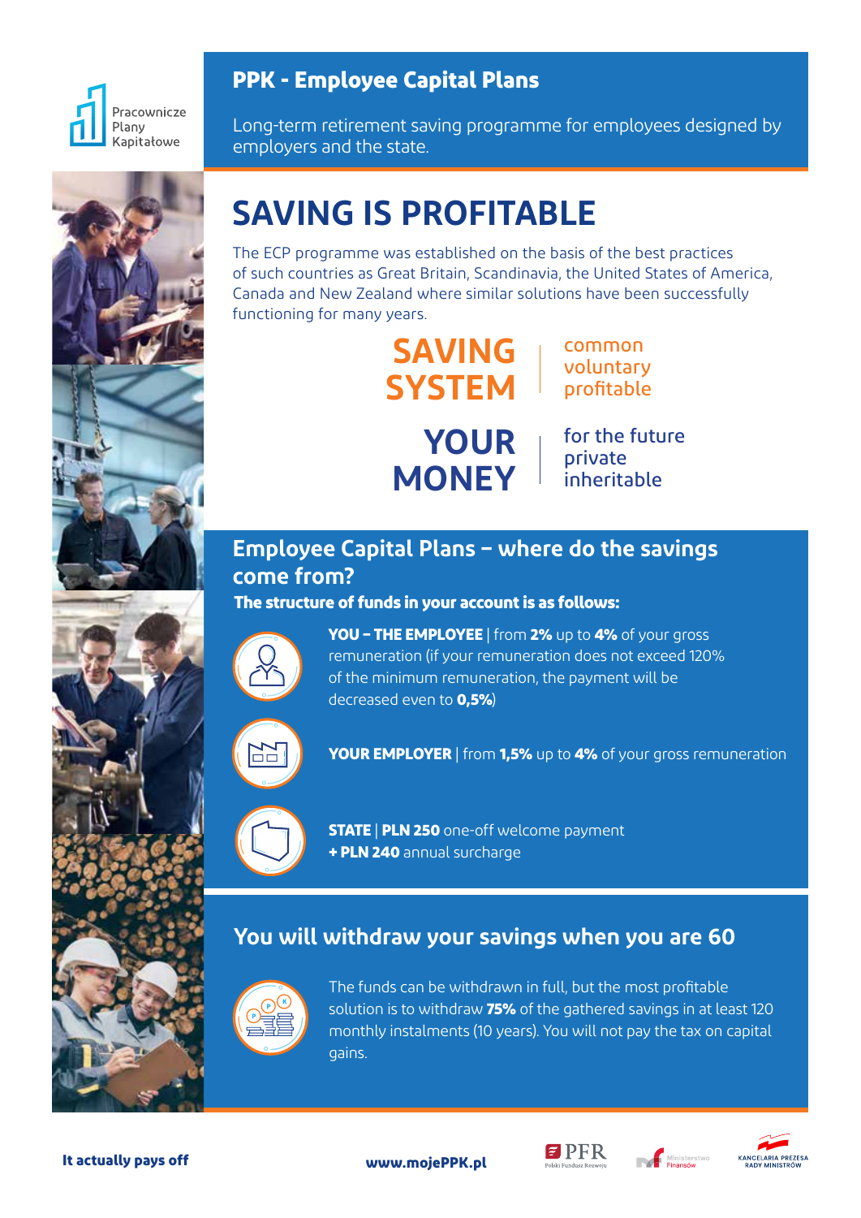Pracownicze Plany Kapitałowe

## PPK - Employee Capital Plans

Long-term retirement saving programme for employees designed by employers and the state.

# SAVING IS PROFITABLE

The ECP programme was established on the basis of the best practices of such countries as Great Britain, Scandinavia, the United States of America, Canada and New Zealand where similar solutions have been successfully functioning for many years.

**SAVING SYSTEM** | common, voluntary, profitable

**YOUR MONEY** | for the future, private, inheritable

## Employee Capital Plans – where do the savings come from?

**The structure of funds in your account is as follows:**

**YOU – THE EMPLOYEE** | from **2%** up to **4%** of your gross remuneration (if your remuneration does not exceed 120% of the minimum remuneration, the payment will be decreased even to **0,5%**)

**YOUR EMPLOYER** | from **1,5%** up to **4%** of your gross remuneration

**STATE** | **PLN 250** one-off welcome payment
**+ PLN 240** annual surcharge

## You will withdraw your savings when you are 60

The funds can be withdrawn in full, but the most profitable solution is to withdraw **75%** of the gathered savings in at least 120 monthly instalments (10 years). You will not pay the tax on capital gains.

**It actually pays off**

**www.mojePPK.pl**

PFR Polski Fundusz Rozwoju | Ministerstwo Finansów | Kancelaria Prezesa Rady Ministrów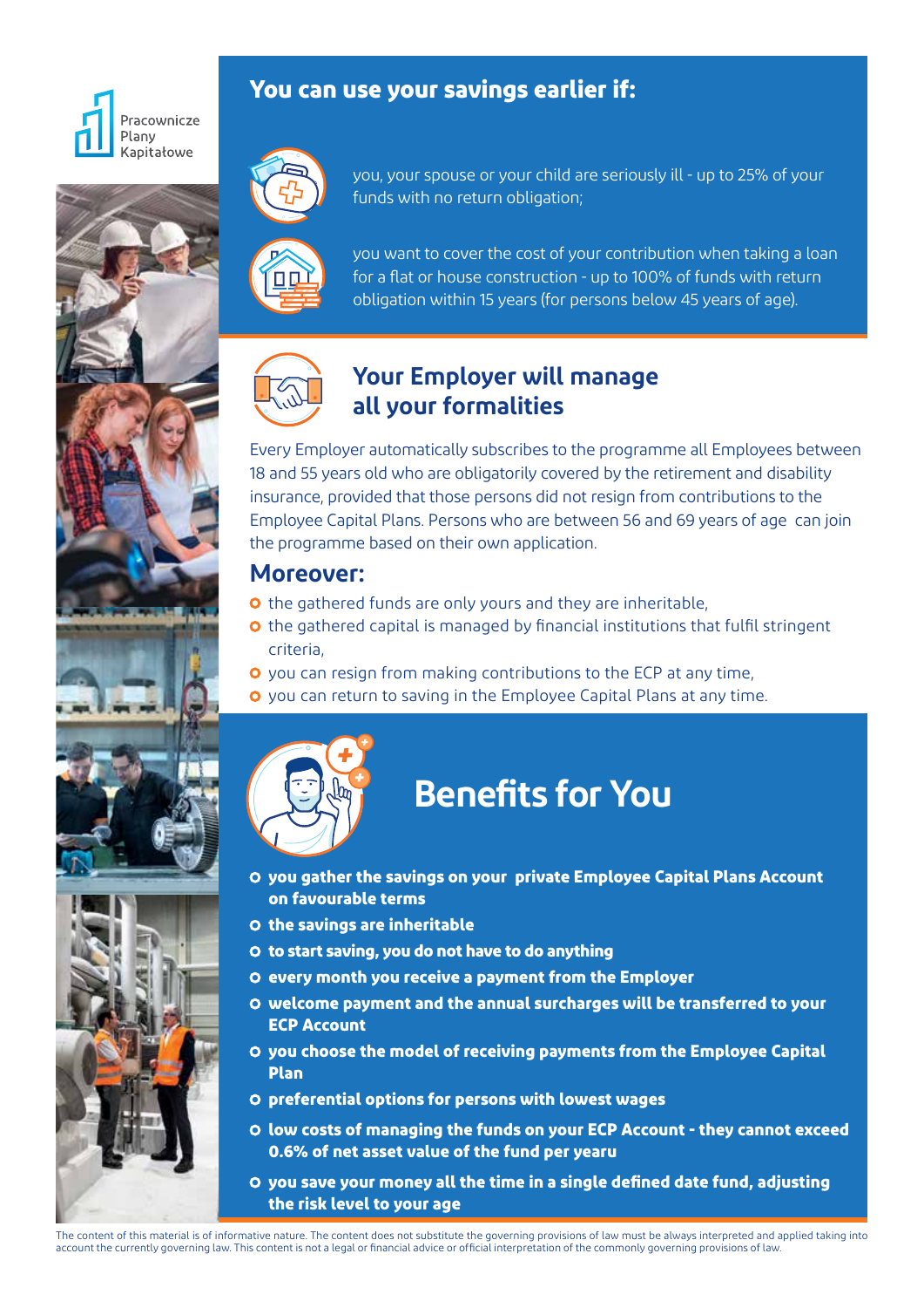Pracownicze Plany Kapitałowe

## You can use your savings earlier if:

you, your spouse or your child are seriously ill - up to 25% of your funds with no return obligation;

you want to cover the cost of your contribution when taking a loan for a flat or house construction - up to 100% of funds with return obligation within 15 years (for persons below 45 years of age).

## Your Employer will manage all your formalities

Every Employer automatically subscribes to the programme all Employees between 18 and 55 years old who are obligatorily covered by the retirement and disability insurance, provided that those persons did not resign from contributions to the Employee Capital Plans. Persons who are between 56 and 69 years of age can join the programme based on their own application.

### Moreover:

- the gathered funds are only yours and they are inheritable,
- the gathered capital is managed by financial institutions that fulfil stringent criteria,
- you can resign from making contributions to the ECP at any time,
- you can return to saving in the Employee Capital Plans at any time.

## Benefits for You

- **you gather the savings on your private Employee Capital Plans Account on favourable terms**
- **the savings are inheritable**
- **to start saving, you do not have to do anything**
- **every month you receive a payment from the Employer**
- **welcome payment and the annual surcharges will be transferred to your ECP Account**
- **you choose the model of receiving payments from the Employee Capital Plan**
- **preferential options for persons with lowest wages**
- **low costs of managing the funds on your ECP Account - they cannot exceed 0.6% of net asset value of the fund per yearu**
- **you save your money all the time in a single defined date fund, adjusting the risk level to your age**

The content of this material is of informative nature. The content does not substitute the governing provisions of law must be always interpreted and applied taking into account the currently governing law. This content is not a legal or financial advice or official interpretation of the commonly governing provisions of law.